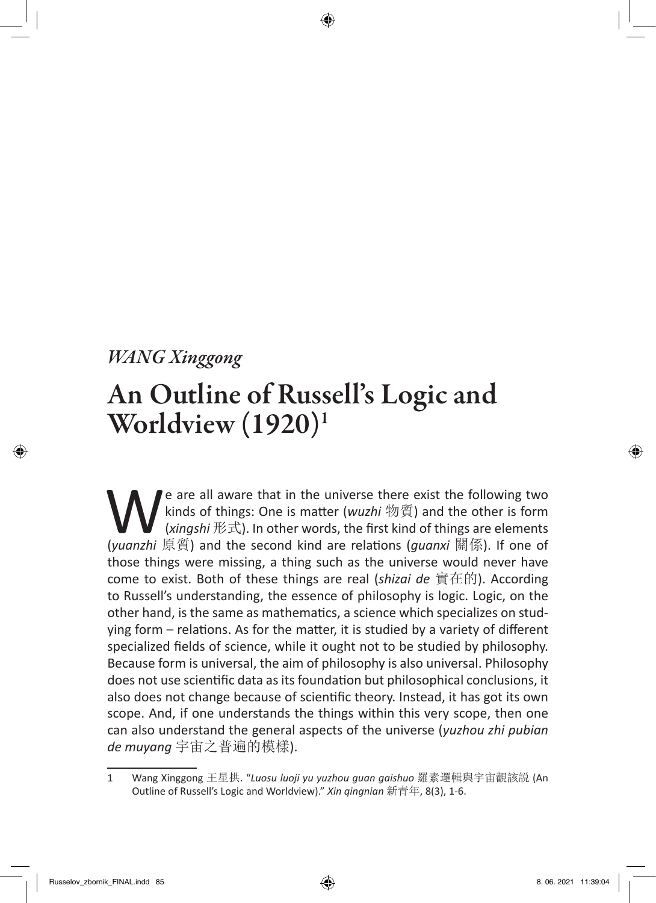*WANG Xinggong*

# An Outline of Russell's Logic and Worldview (1920)[1]

We are all aware that in the universe there exist the following two kinds of things: One is matter (*wuzhi* 物質) and the other is form (*xingshi* 形式). In other words, the first kind of things are elements (*yuanzhi* 原質) and the second kind are relations (*guanxi* 關係). If one of those things were missing, a thing such as the universe would never have come to exist. Both of these things are real (*shizai de* 實在的). According to Russell's understanding, the essence of philosophy is logic. Logic, on the other hand, is the same as mathematics, a science which specializes on studying form – relations. As for the matter, it is studied by a variety of different specialized fields of science, while it ought not to be studied by philosophy. Because form is universal, the aim of philosophy is also universal. Philosophy does not use scientific data as its foundation but philosophical conclusions, it also does not change because of scientific theory. Instead, it has got its own scope. And, if one understands the things within this very scope, then one can also understand the general aspects of the universe (*yuzhou zhi pubian de muyang* 宇宙之普遍的模樣).

---

1 Wang Xinggong 王星拱. "*Luosu luoji yu yuzhou guan gaishuo* 羅素邏輯與宇宙觀該説 (An Outline of Russell's Logic and Worldview)." *Xin qingnian* 新青年, 8(3), 1-6.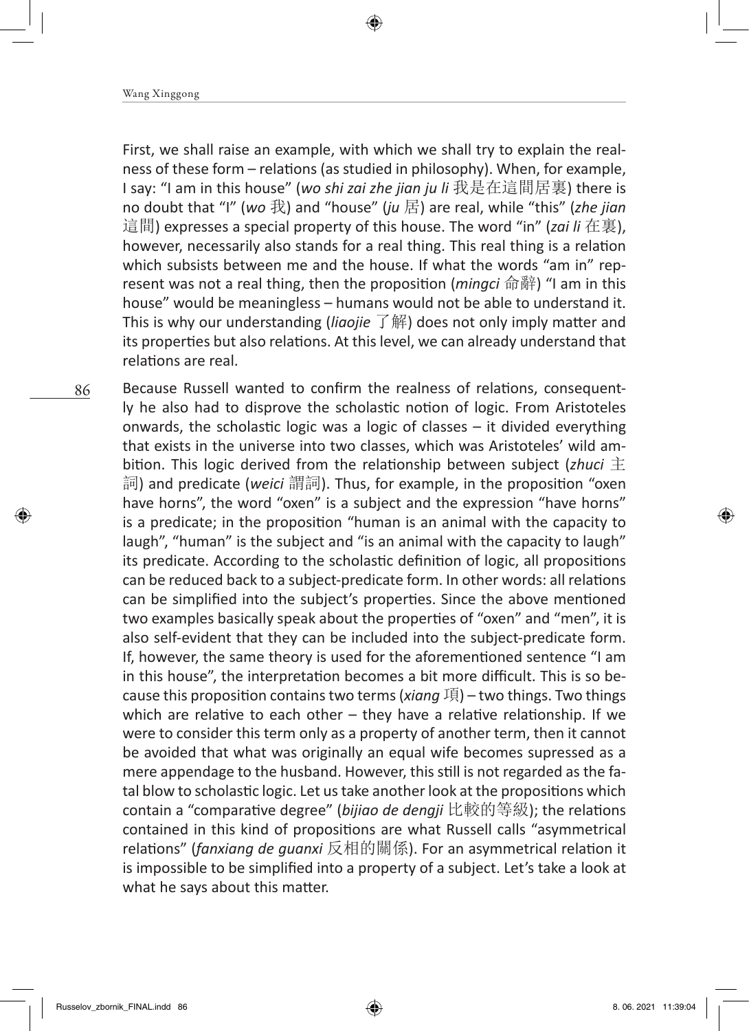First, we shall raise an example, with which we shall try to explain the realness of these form – relations (as studied in philosophy). When, for example, I say: "I am in this house" (*wo shi zai zhe jian ju li* 我是在這間居裏) there is no doubt that "I" (*wo* 我) and "house" (*ju* 居) are real, while "this" (*zhe jian* 這間) expresses a special property of this house. The word "in" (*zai li* 在裏), however, necessarily also stands for a real thing. This real thing is a relation which subsists between me and the house. If what the words "am in" represent was not a real thing, then the proposition (*mingci* 命辭) "I am in this house" would be meaningless – humans would not be able to understand it. This is why our understanding (*liaojie* 了解) does not only imply matter and its properties but also relations. At this level, we can already understand that relations are real.

Because Russell wanted to confirm the realness of relations, consequently he also had to disprove the scholastic notion of logic. From Aristoteles onwards, the scholastic logic was a logic of classes – it divided everything that exists in the universe into two classes, which was Aristoteles' wild ambition. This logic derived from the relationship between subject (*zhuci* 主詞) and predicate (*weici* 謂詞). Thus, for example, in the proposition "oxen have horns", the word "oxen" is a subject and the expression "have horns" is a predicate; in the proposition "human is an animal with the capacity to laugh", "human" is the subject and "is an animal with the capacity to laugh" its predicate. According to the scholastic definition of logic, all propositions can be reduced back to a subject-predicate form. In other words: all relations can be simplified into the subject's properties. Since the above mentioned two examples basically speak about the properties of "oxen" and "men", it is also self-evident that they can be included into the subject-predicate form. If, however, the same theory is used for the aforementioned sentence "I am in this house", the interpretation becomes a bit more difficult. This is so because this proposition contains two terms (*xiang* 項) – two things. Two things which are relative to each other – they have a relative relationship. If we were to consider this term only as a property of another term, then it cannot be avoided that what was originally an equal wife becomes supressed as a mere appendage to the husband. However, this still is not regarded as the fatal blow to scholastic logic. Let us take another look at the propositions which contain a "comparative degree" (*bijiao de dengji* 比較的等級); the relations contained in this kind of propositions are what Russell calls "asymmetrical relations" (*fanxiang de guanxi* 反相的關係). For an asymmetrical relation it is impossible to be simplified into a property of a subject. Let's take a look at what he says about this matter.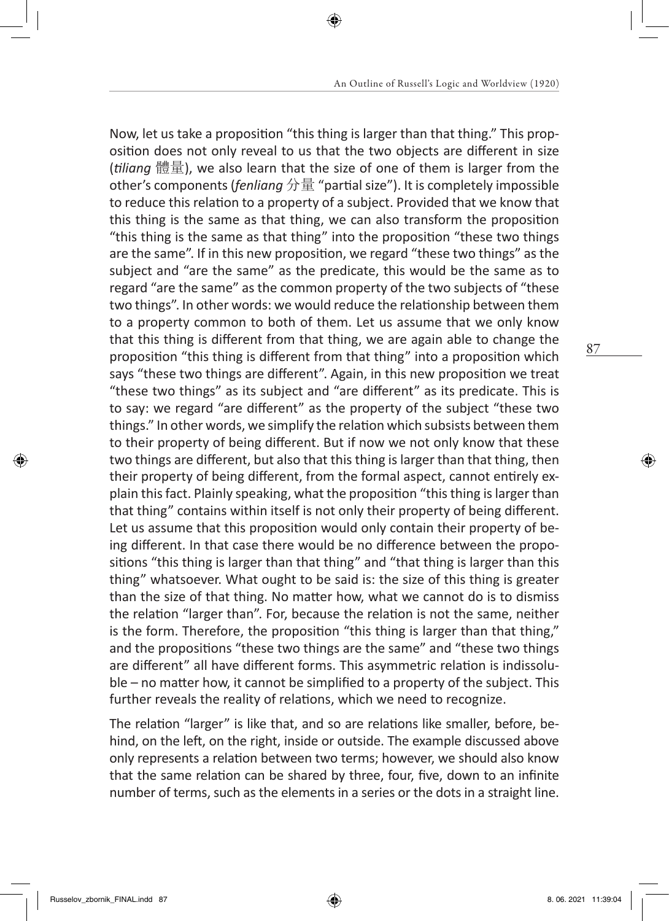Now, let us take a proposition "this thing is larger than that thing." This proposition does not only reveal to us that the two objects are different in size (*tiliang* 體量), we also learn that the size of one of them is larger from the other's components (*fenliang* 分量 "partial size"). It is completely impossible to reduce this relation to a property of a subject. Provided that we know that this thing is the same as that thing, we can also transform the proposition "this thing is the same as that thing" into the proposition "these two things are the same". If in this new proposition, we regard "these two things" as the subject and "are the same" as the predicate, this would be the same as to regard "are the same" as the common property of the two subjects of "these two things". In other words: we would reduce the relationship between them to a property common to both of them. Let us assume that we only know that this thing is different from that thing, we are again able to change the proposition "this thing is different from that thing" into a proposition which says "these two things are different". Again, in this new proposition we treat "these two things" as its subject and "are different" as its predicate. This is to say: we regard "are different" as the property of the subject "these two things." In other words, we simplify the relation which subsists between them to their property of being different. But if now we not only know that these two things are different, but also that this thing is larger than that thing, then their property of being different, from the formal aspect, cannot entirely explain this fact. Plainly speaking, what the proposition "this thing is larger than that thing" contains within itself is not only their property of being different. Let us assume that this proposition would only contain their property of being different. In that case there would be no difference between the propositions "this thing is larger than that thing" and "that thing is larger than this thing" whatsoever. What ought to be said is: the size of this thing is greater than the size of that thing. No matter how, what we cannot do is to dismiss the relation "larger than". For, because the relation is not the same, neither is the form. Therefore, the proposition "this thing is larger than that thing," and the propositions "these two things are the same" and "these two things are different" all have different forms. This asymmetric relation is indissoluble – no matter how, it cannot be simplified to a property of the subject. This further reveals the reality of relations, which we need to recognize.

The relation "larger" is like that, and so are relations like smaller, before, behind, on the left, on the right, inside or outside. The example discussed above only represents a relation between two terms; however, we should also know that the same relation can be shared by three, four, five, down to an infinite number of terms, such as the elements in a series or the dots in a straight line.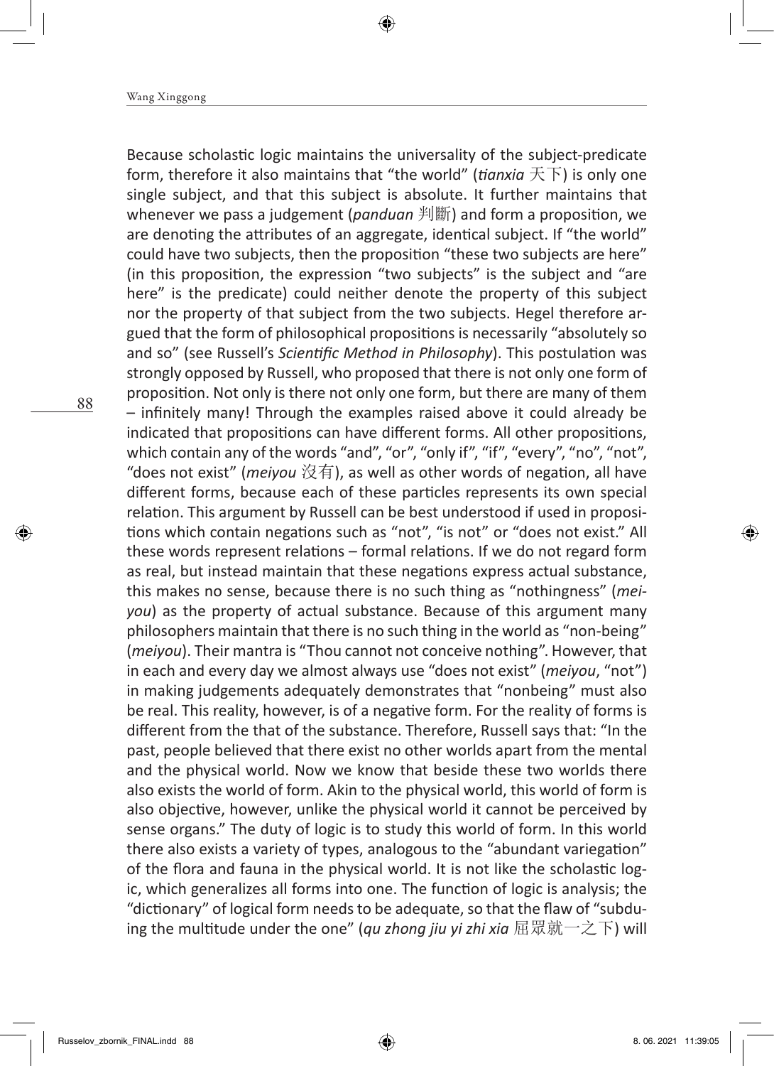Because scholastic logic maintains the universality of the subject-predicate form, therefore it also maintains that "the world" (*tianxia* 天下) is only one single subject, and that this subject is absolute. It further maintains that whenever we pass a judgement (*panduan* 判斷) and form a proposition, we are denoting the attributes of an aggregate, identical subject. If "the world" could have two subjects, then the proposition "these two subjects are here" (in this proposition, the expression "two subjects" is the subject and "are here" is the predicate) could neither denote the property of this subject nor the property of that subject from the two subjects. Hegel therefore argued that the form of philosophical propositions is necessarily "absolutely so and so" (see Russell's *Scientific Method in Philosophy*). This postulation was strongly opposed by Russell, who proposed that there is not only one form of proposition. Not only is there not only one form, but there are many of them – infinitely many! Through the examples raised above it could already be indicated that propositions can have different forms. All other propositions, which contain any of the words "and", "or", "only if", "if", "every", "no", "not", "does not exist" (*meiyou* 沒有), as well as other words of negation, all have different forms, because each of these particles represents its own special relation. This argument by Russell can be best understood if used in propositions which contain negations such as "not", "is not" or "does not exist." All these words represent relations – formal relations. If we do not regard form as real, but instead maintain that these negations express actual substance, this makes no sense, because there is no such thing as "nothingness" (*meiyou*) as the property of actual substance. Because of this argument many philosophers maintain that there is no such thing in the world as "non-being" (*meiyou*). Their mantra is "Thou cannot not conceive nothing". However, that in each and every day we almost always use "does not exist" (*meiyou*, "not") in making judgements adequately demonstrates that "nonbeing" must also be real. This reality, however, is of a negative form. For the reality of forms is different from the that of the substance. Therefore, Russell says that: "In the past, people believed that there exist no other worlds apart from the mental and the physical world. Now we know that beside these two worlds there also exists the world of form. Akin to the physical world, this world of form is also objective, however, unlike the physical world it cannot be perceived by sense organs." The duty of logic is to study this world of form. In this world there also exists a variety of types, analogous to the "abundant variegation" of the flora and fauna in the physical world. It is not like the scholastic logic, which generalizes all forms into one. The function of logic is analysis; the "dictionary" of logical form needs to be adequate, so that the flaw of "subduing the multitude under the one" (*qu zhong jiu yi zhi xia* 屈眾就一之下) will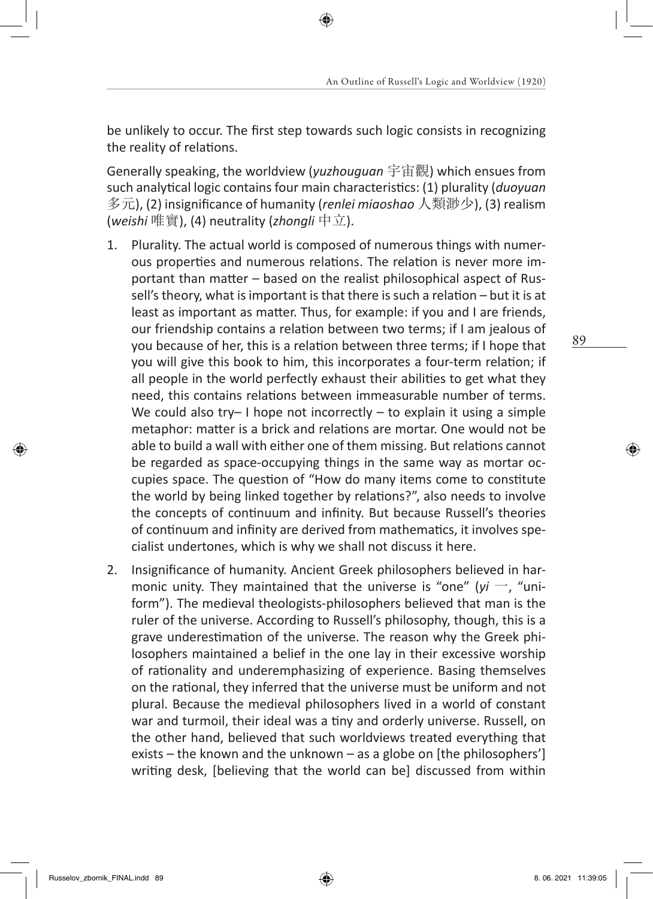be unlikely to occur. The first step towards such logic consists in recognizing the reality of relations.

Generally speaking, the worldview (*yuzhouguan* 宇宙觀) which ensues from such analytical logic contains four main characteristics: (1) plurality (*duoyuan* 多元), (2) insignificance of humanity (*renlei miaoshao* 人類渺少), (3) realism (*weishi* 唯實), (4) neutrality (*zhongli* 中立).

1. Plurality. The actual world is composed of numerous things with numerous properties and numerous relations. The relation is never more important than matter – based on the realist philosophical aspect of Russell's theory, what is important is that there is such a relation – but it is at least as important as matter. Thus, for example: if you and I are friends, our friendship contains a relation between two terms; if I am jealous of you because of her, this is a relation between three terms; if I hope that you will give this book to him, this incorporates a four-term relation; if all people in the world perfectly exhaust their abilities to get what they need, this contains relations between immeasurable number of terms. We could also try– I hope not incorrectly – to explain it using a simple metaphor: matter is a brick and relations are mortar. One would not be able to build a wall with either one of them missing. But relations cannot be regarded as space-occupying things in the same way as mortar occupies space. The question of "How do many items come to constitute the world by being linked together by relations?", also needs to involve the concepts of continuum and infinity. But because Russell's theories of continuum and infinity are derived from mathematics, it involves specialist undertones, which is why we shall not discuss it here.

2. Insignificance of humanity. Ancient Greek philosophers believed in harmonic unity. They maintained that the universe is "one" (*yi* 一, "uniform"). The medieval theologists-philosophers believed that man is the ruler of the universe. According to Russell's philosophy, though, this is a grave underestimation of the universe. The reason why the Greek philosophers maintained a belief in the one lay in their excessive worship of rationality and underemphasizing of experience. Basing themselves on the rational, they inferred that the universe must be uniform and not plural. Because the medieval philosophers lived in a world of constant war and turmoil, their ideal was a tiny and orderly universe. Russell, on the other hand, believed that such worldviews treated everything that exists – the known and the unknown – as a globe on [the philosophers'] writing desk, [believing that the world can be] discussed from within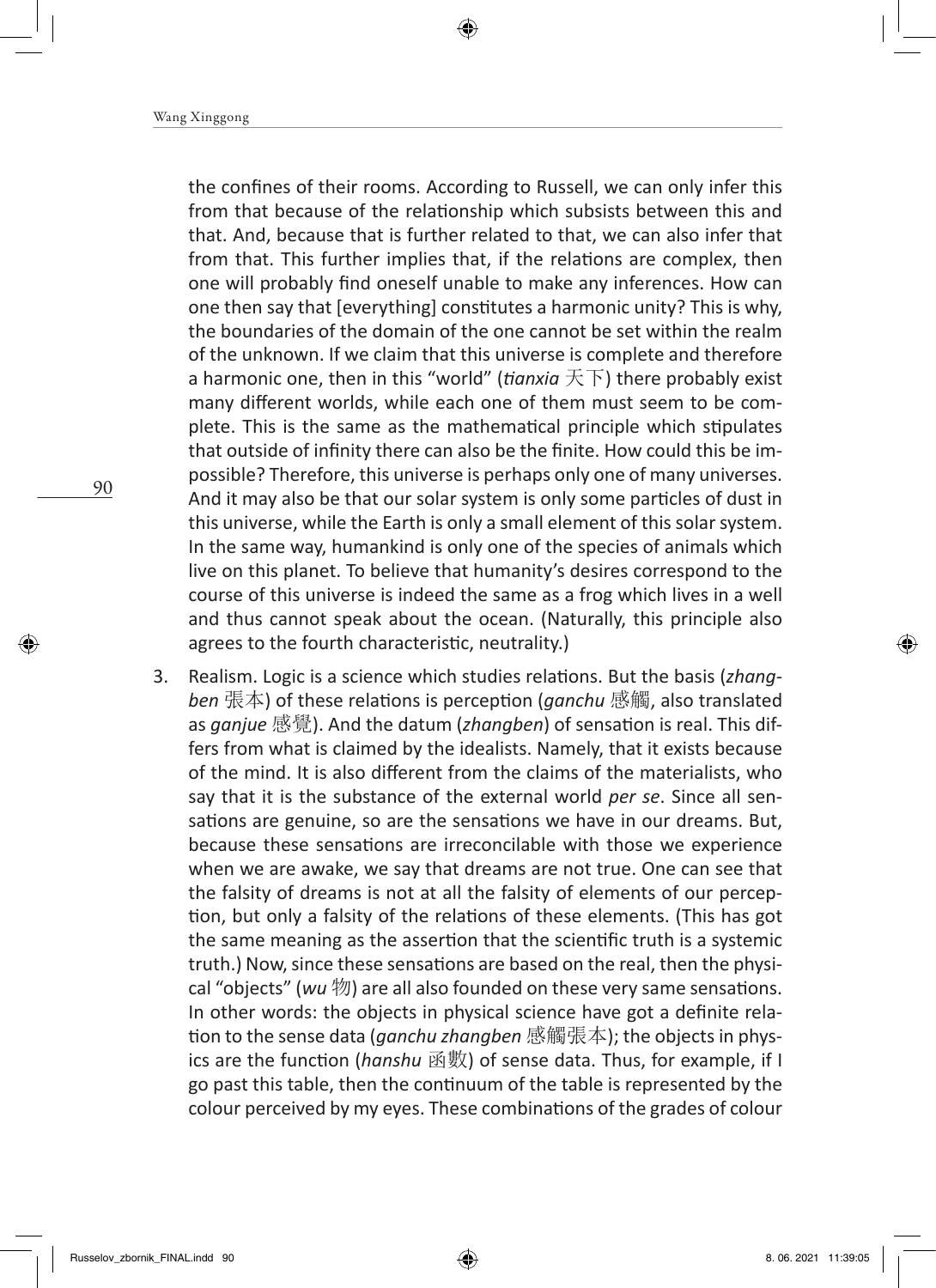the confines of their rooms. According to Russell, we can only infer this from that because of the relationship which subsists between this and that. And, because that is further related to that, we can also infer that from that. This further implies that, if the relations are complex, then one will probably find oneself unable to make any inferences. How can one then say that [everything] constitutes a harmonic unity? This is why, the boundaries of the domain of the one cannot be set within the realm of the unknown. If we claim that this universe is complete and therefore a harmonic one, then in this "world" (*tianxia* 天下) there probably exist many different worlds, while each one of them must seem to be complete. This is the same as the mathematical principle which stipulates that outside of infinity there can also be the finite. How could this be impossible? Therefore, this universe is perhaps only one of many universes. And it may also be that our solar system is only some particles of dust in this universe, while the Earth is only a small element of this solar system. In the same way, humankind is only one of the species of animals which live on this planet. To believe that humanity's desires correspond to the course of this universe is indeed the same as a frog which lives in a well and thus cannot speak about the ocean. (Naturally, this principle also agrees to the fourth characteristic, neutrality.)

3. Realism. Logic is a science which studies relations. But the basis (*zhangben* 張本) of these relations is perception (*ganchu* 感觸, also translated as *ganjue* 感覺). And the datum (*zhangben*) of sensation is real. This differs from what is claimed by the idealists. Namely, that it exists because of the mind. It is also different from the claims of the materialists, who say that it is the substance of the external world *per se*. Since all sensations are genuine, so are the sensations we have in our dreams. But, because these sensations are irreconcilable with those we experience when we are awake, we say that dreams are not true. One can see that the falsity of dreams is not at all the falsity of elements of our perception, but only a falsity of the relations of these elements. (This has got the same meaning as the assertion that the scientific truth is a systemic truth.) Now, since these sensations are based on the real, then the physical "objects" (*wu* 物) are all also founded on these very same sensations. In other words: the objects in physical science have got a definite relation to the sense data (*ganchu zhangben* 感觸張本); the objects in physics are the function (*hanshu* 函數) of sense data. Thus, for example, if I go past this table, then the continuum of the table is represented by the colour perceived by my eyes. These combinations of the grades of colour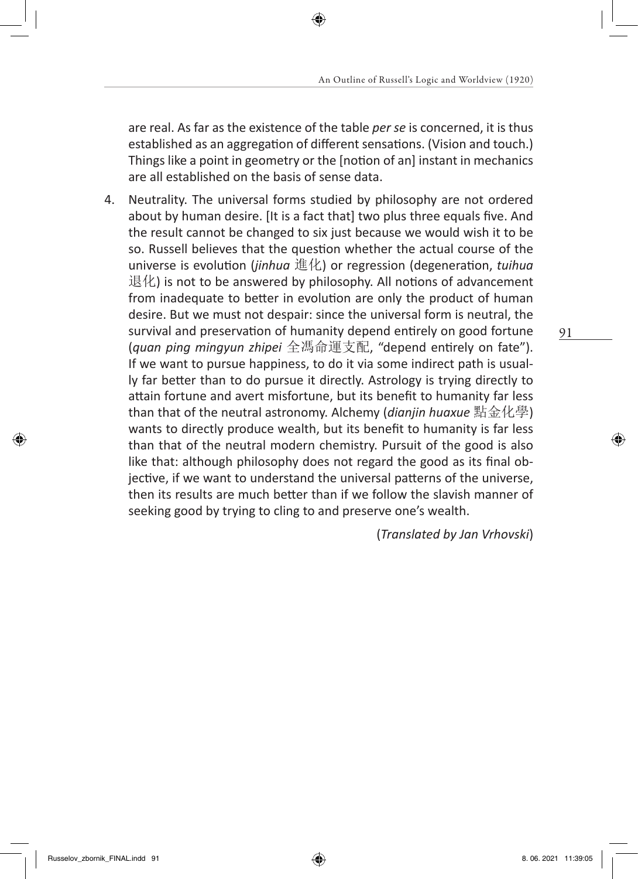are real. As far as the existence of the table *per se* is concerned, it is thus established as an aggregation of different sensations. (Vision and touch.) Things like a point in geometry or the [notion of an] instant in mechanics are all established on the basis of sense data.

4. Neutrality. The universal forms studied by philosophy are not ordered about by human desire. [It is a fact that] two plus three equals five. And the result cannot be changed to six just because we would wish it to be so. Russell believes that the question whether the actual course of the universe is evolution (*jinhua* 進化) or regression (degeneration, *tuihua* 退化) is not to be answered by philosophy. All notions of advancement from inadequate to better in evolution are only the product of human desire. But we must not despair: since the universal form is neutral, the survival and preservation of humanity depend entirely on good fortune (*quan ping mingyun zhipei* 全凴命運支配, "depend entirely on fate"). If we want to pursue happiness, to do it via some indirect path is usually far better than to do pursue it directly. Astrology is trying directly to attain fortune and avert misfortune, but its benefit to humanity far less than that of the neutral astronomy. Alchemy (*dianjin huaxue* 點金化學) wants to directly produce wealth, but its benefit to humanity is far less than that of the neutral modern chemistry. Pursuit of the good is also like that: although philosophy does not regard the good as its final objective, if we want to understand the universal patterns of the universe, then its results are much better than if we follow the slavish manner of seeking good by trying to cling to and preserve one's wealth.

(*Translated by Jan Vrhovski*)